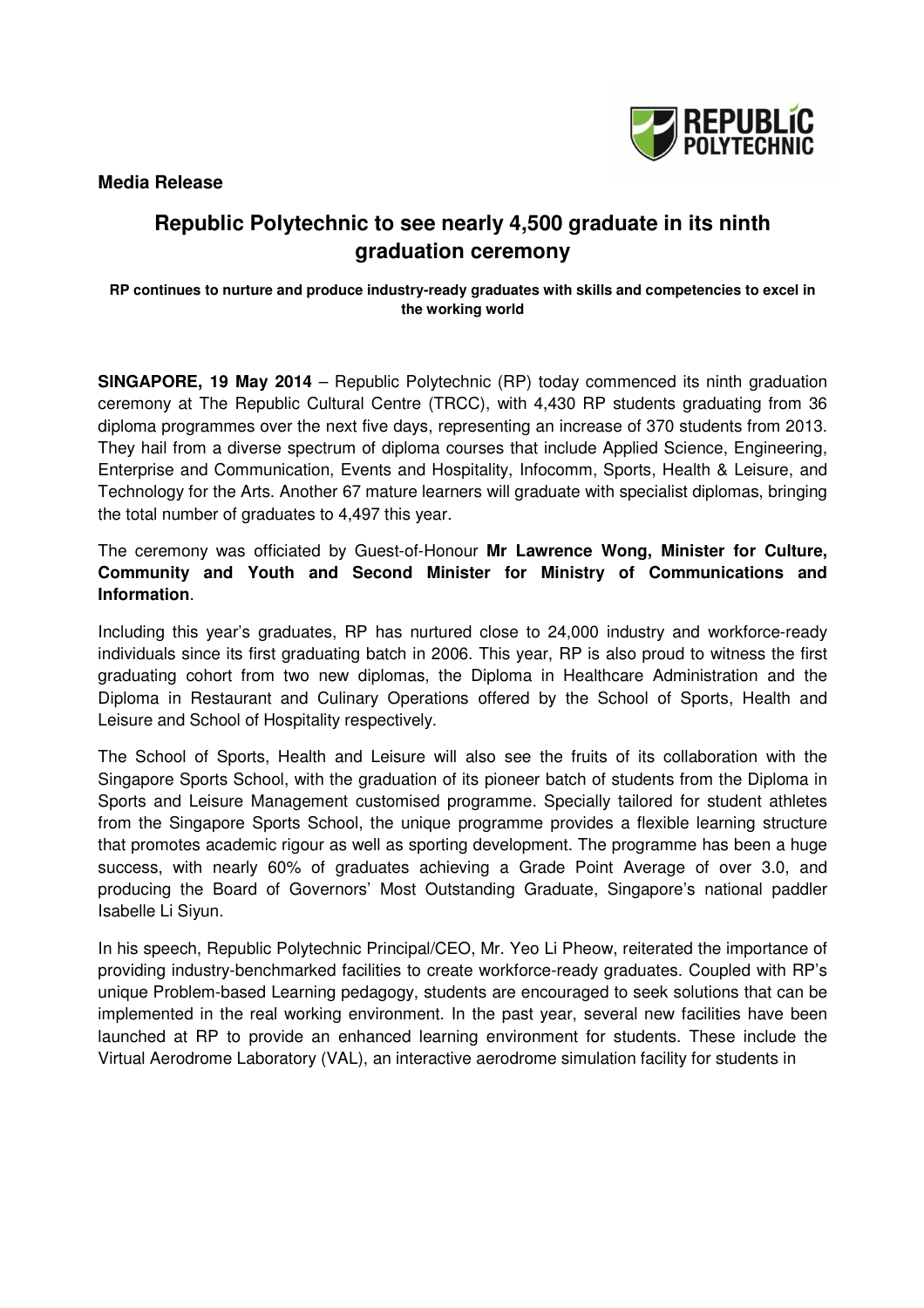**Media Release**

# Republic Polytechnic to see nearly 4,500 graduate in its ninth graduation ceremony

**RP continues to nurture and produce industry-ready graduates with skills and competencies to excel in the working world**

**SINGAPORE, 19 May 2014** – Republic Polytechnic (RP) today commenced its ninth graduation ceremony at The Republic Cultural Centre (TRCC), with 4,430 RP students graduating from 36 diploma programmes over the next five days, representing an increase of 370 students from 2013. They hail from a diverse spectrum of diploma courses that include Applied Science, Engineering, Enterprise and Communication, Events and Hospitality, Infocomm, Sports, Health & Leisure, and Technology for the Arts. Another 67 mature learners will graduate with specialist diplomas, bringing the total number of graduates to 4,497 this year.

The ceremony was officiated by Guest-of-Honour **Mr Lawrence Wong, Minister for Culture, Community and Youth and Second Minister for Ministry of Communications and Information**.

Including this year's graduates, RP has nurtured close to 24,000 industry and workforce-ready individuals since its first graduating batch in 2006. This year, RP is also proud to witness the first graduating cohort from two new diplomas, the Diploma in Healthcare Administration and the Diploma in Restaurant and Culinary Operations offered by the School of Sports, Health and Leisure and School of Hospitality respectively.

The School of Sports, Health and Leisure will also see the fruits of its collaboration with the Singapore Sports School, with the graduation of its pioneer batch of students from the Diploma in Sports and Leisure Management customised programme. Specially tailored for student athletes from the Singapore Sports School, the unique programme provides a flexible learning structure that promotes academic rigour as well as sporting development. The programme has been a huge success, with nearly 60% of graduates achieving a Grade Point Average of over 3.0, and producing the Board of Governors' Most Outstanding Graduate, Singapore's national paddler Isabelle Li Siyun.

In his speech, Republic Polytechnic Principal/CEO, Mr. Yeo Li Pheow, reiterated the importance of providing industry-benchmarked facilities to create workforce-ready graduates. Coupled with RP's unique Problem-based Learning pedagogy, students are encouraged to seek solutions that can be implemented in the real working environment. In the past year, several new facilities have been launched at RP to provide an enhanced learning environment for students. These include the Virtual Aerodrome Laboratory (VAL), an interactive aerodrome simulation facility for students in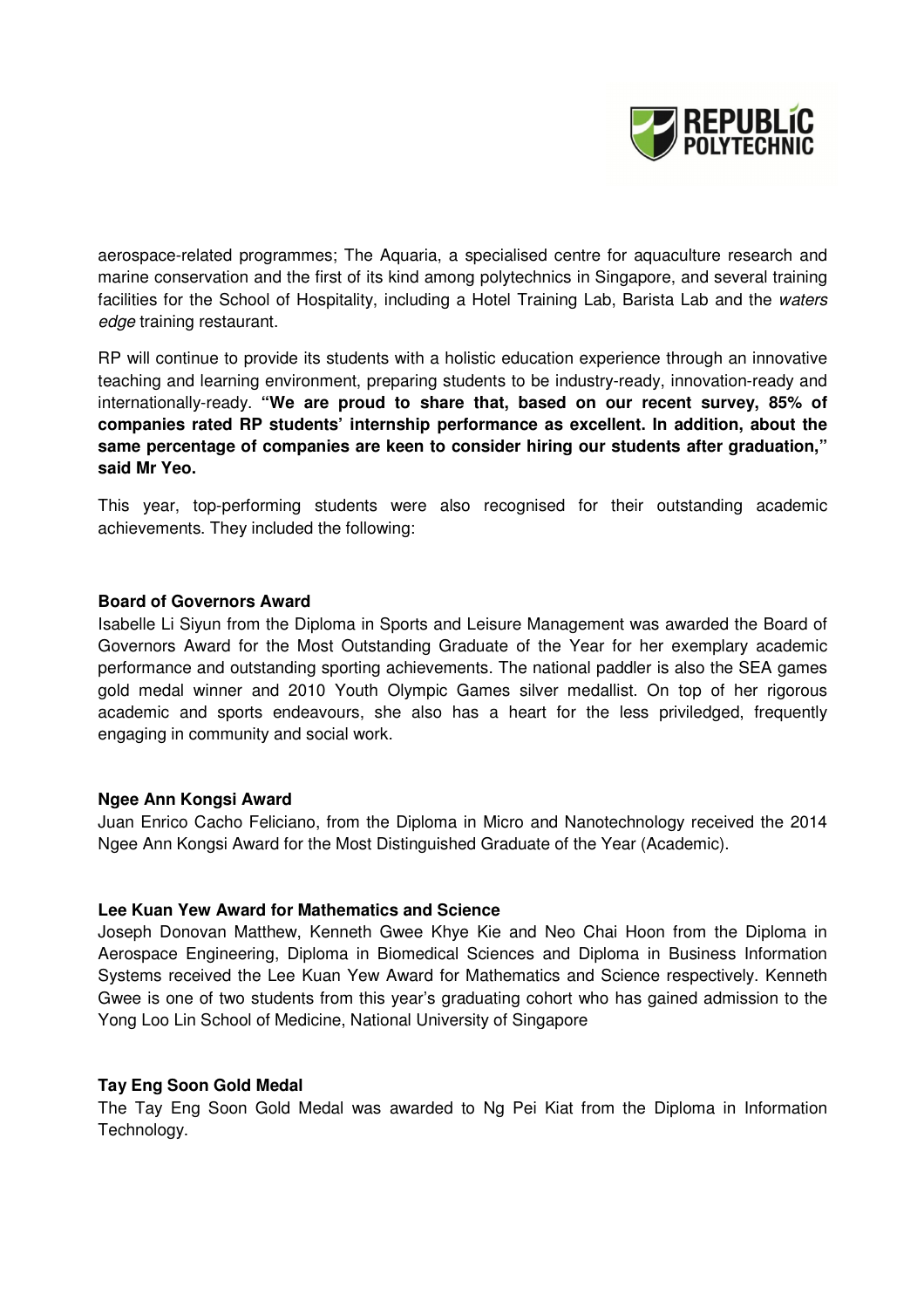aerospace-related programmes; The Aquaria, a specialised centre for aquaculture research and marine conservation and the first of its kind among polytechnics in Singapore, and several training facilities for the School of Hospitality, including a Hotel Training Lab, Barista Lab and the *waters edge* training restaurant.

RP will continue to provide its students with a holistic education experience through an innovative teaching and learning environment, preparing students to be industry-ready, innovation-ready and internationally-ready. **"We are proud to share that, based on our recent survey, 85% of companies rated RP students' internship performance as excellent. In addition, about the same percentage of companies are keen to consider hiring our students after graduation," said Mr Yeo.**

This year, top-performing students were also recognised for their outstanding academic achievements. They included the following:

**Board of Governors Award**
Isabelle Li Siyun from the Diploma in Sports and Leisure Management was awarded the Board of Governors Award for the Most Outstanding Graduate of the Year for her exemplary academic performance and outstanding sporting achievements. The national paddler is also the SEA games gold medal winner and 2010 Youth Olympic Games silver medallist. On top of her rigorous academic and sports endeavours, she also has a heart for the less priviledged, frequently engaging in community and social work.

**Ngee Ann Kongsi Award**
Juan Enrico Cacho Feliciano, from the Diploma in Micro and Nanotechnology received the 2014 Ngee Ann Kongsi Award for the Most Distinguished Graduate of the Year (Academic).

**Lee Kuan Yew Award for Mathematics and Science**
Joseph Donovan Matthew, Kenneth Gwee Khye Kie and Neo Chai Hoon from the Diploma in Aerospace Engineering, Diploma in Biomedical Sciences and Diploma in Business Information Systems received the Lee Kuan Yew Award for Mathematics and Science respectively. Kenneth Gwee is one of two students from this year's graduating cohort who has gained admission to the Yong Loo Lin School of Medicine, National University of Singapore

**Tay Eng Soon Gold Medal**
The Tay Eng Soon Gold Medal was awarded to Ng Pei Kiat from the Diploma in Information Technology.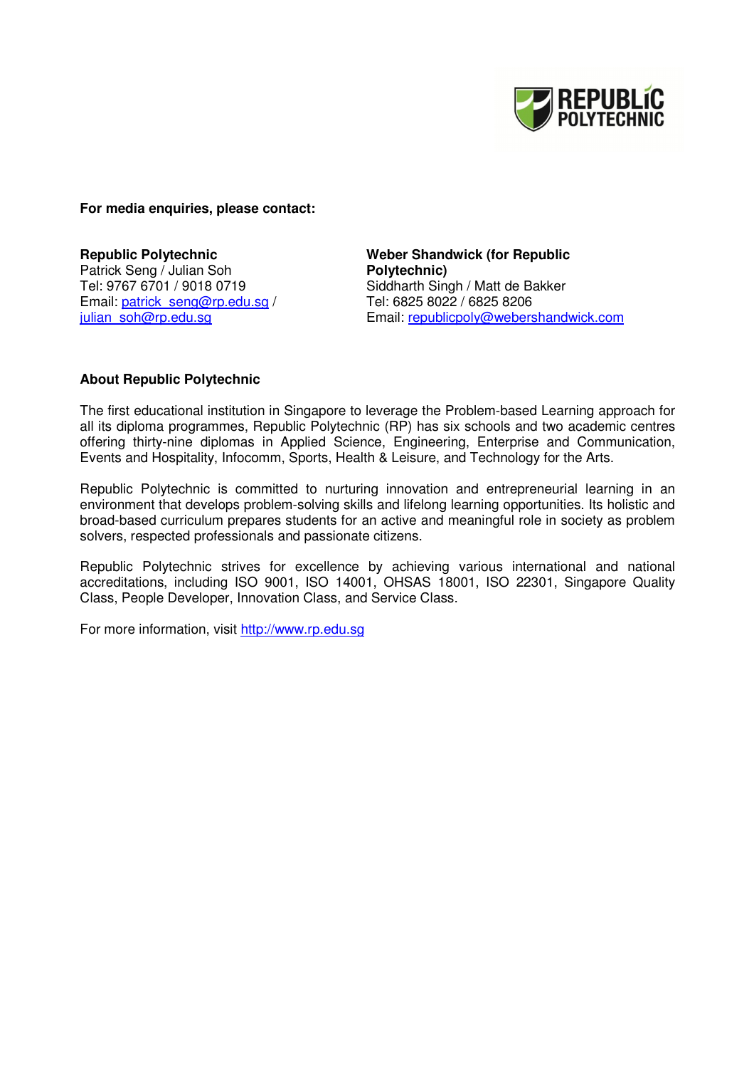**For media enquiries, please contact:**

**Republic Polytechnic**
Patrick Seng / Julian Soh
Tel: 9767 6701 / 9018 0719
Email: patrick_seng@rp.edu.sg / julian_soh@rp.edu.sg

**Weber Shandwick (for Republic Polytechnic)**
Siddharth Singh / Matt de Bakker
Tel: 6825 8022 / 6825 8206
Email: republicpoly@webershandwick.com

**About Republic Polytechnic**

The first educational institution in Singapore to leverage the Problem-based Learning approach for all its diploma programmes, Republic Polytechnic (RP) has six schools and two academic centres offering thirty-nine diplomas in Applied Science, Engineering, Enterprise and Communication, Events and Hospitality, Infocomm, Sports, Health & Leisure, and Technology for the Arts.

Republic Polytechnic is committed to nurturing innovation and entrepreneurial learning in an environment that develops problem-solving skills and lifelong learning opportunities. Its holistic and broad-based curriculum prepares students for an active and meaningful role in society as problem solvers, respected professionals and passionate citizens.

Republic Polytechnic strives for excellence by achieving various international and national accreditations, including ISO 9001, ISO 14001, OHSAS 18001, ISO 22301, Singapore Quality Class, People Developer, Innovation Class, and Service Class.

For more information, visit http://www.rp.edu.sg